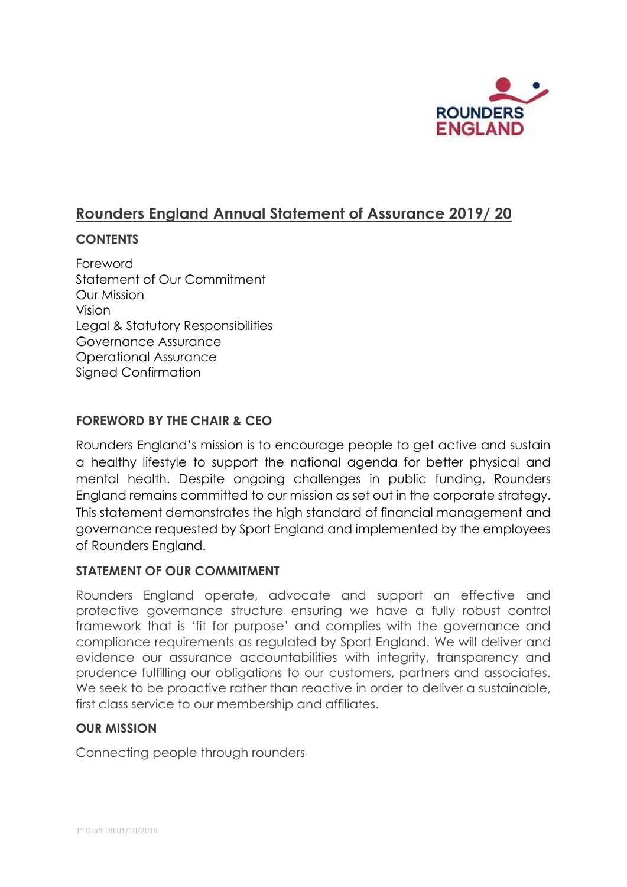# Rounders England Annual Statement of Assurance 2019/ 20

**CONTENTS**

Foreword
Statement of Our Commitment
Our Mission
Vision
Legal & Statutory Responsibilities
Governance Assurance
Operational Assurance
Signed Confirmation

## FOREWORD BY THE CHAIR & CEO

Rounders England's mission is to encourage people to get active and sustain a healthy lifestyle to support the national agenda for better physical and mental health. Despite ongoing challenges in public funding, Rounders England remains committed to our mission as set out in the corporate strategy. This statement demonstrates the high standard of financial management and governance requested by Sport England and implemented by the employees of Rounders England.

## STATEMENT OF OUR COMMITMENT

Rounders England operate, advocate and support an effective and protective governance structure ensuring we have a fully robust control framework that is 'fit for purpose' and complies with the governance and compliance requirements as regulated by Sport England. We will deliver and evidence our assurance accountabilities with integrity, transparency and prudence fulfilling our obligations to our customers, partners and associates. We seek to be proactive rather than reactive in order to deliver a sustainable, first class service to our membership and affiliates.

## OUR MISSION

Connecting people through rounders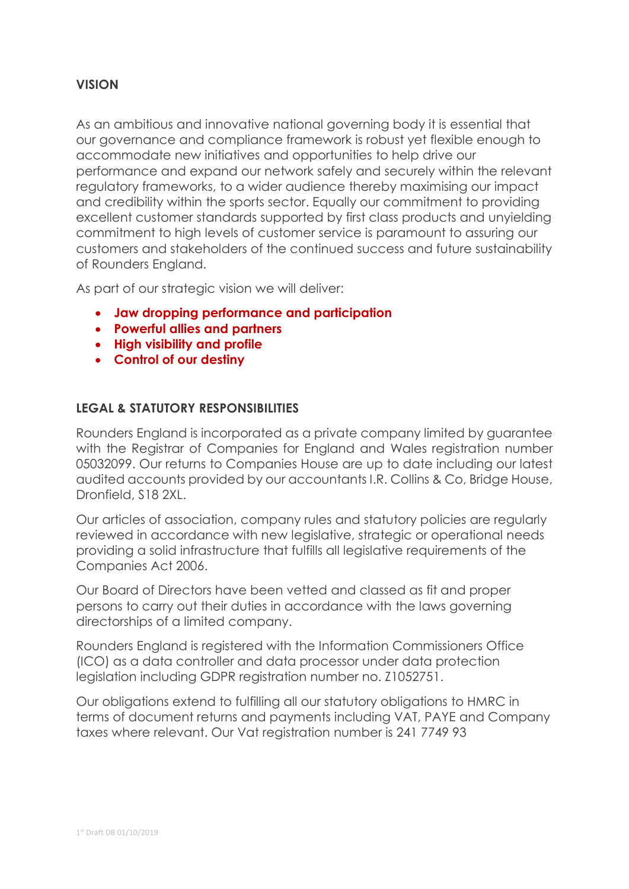## VISION

As an ambitious and innovative national governing body it is essential that our governance and compliance framework is robust yet flexible enough to accommodate new initiatives and opportunities to help drive our performance and expand our network safely and securely within the relevant regulatory frameworks, to a wider audience thereby maximising our impact and credibility within the sports sector. Equally our commitment to providing excellent customer standards supported by first class products and unyielding commitment to high levels of customer service is paramount to assuring our customers and stakeholders of the continued success and future sustainability of Rounders England.

As part of our strategic vision we will deliver:

- **Jaw dropping performance and participation**
- **Powerful allies and partners**
- **High visibility and profile**
- **Control of our destiny**

## LEGAL & STATUTORY RESPONSIBILITIES

Rounders England is incorporated as a private company limited by guarantee with the Registrar of Companies for England and Wales registration number 05032099. Our returns to Companies House are up to date including our latest audited accounts provided by our accountants I.R. Collins & Co, Bridge House, Dronfield, S18 2XL.

Our articles of association, company rules and statutory policies are regularly reviewed in accordance with new legislative, strategic or operational needs providing a solid infrastructure that fulfills all legislative requirements of the Companies Act 2006.

Our Board of Directors have been vetted and classed as fit and proper persons to carry out their duties in accordance with the laws governing directorships of a limited company.

Rounders England is registered with the Information Commissioners Office (ICO) as a data controller and data processor under data protection legislation including GDPR registration number no. Z1052751.

Our obligations extend to fulfilling all our statutory obligations to HMRC in terms of document returns and payments including VAT, PAYE and Company taxes where relevant. Our Vat registration number is 241 7749 93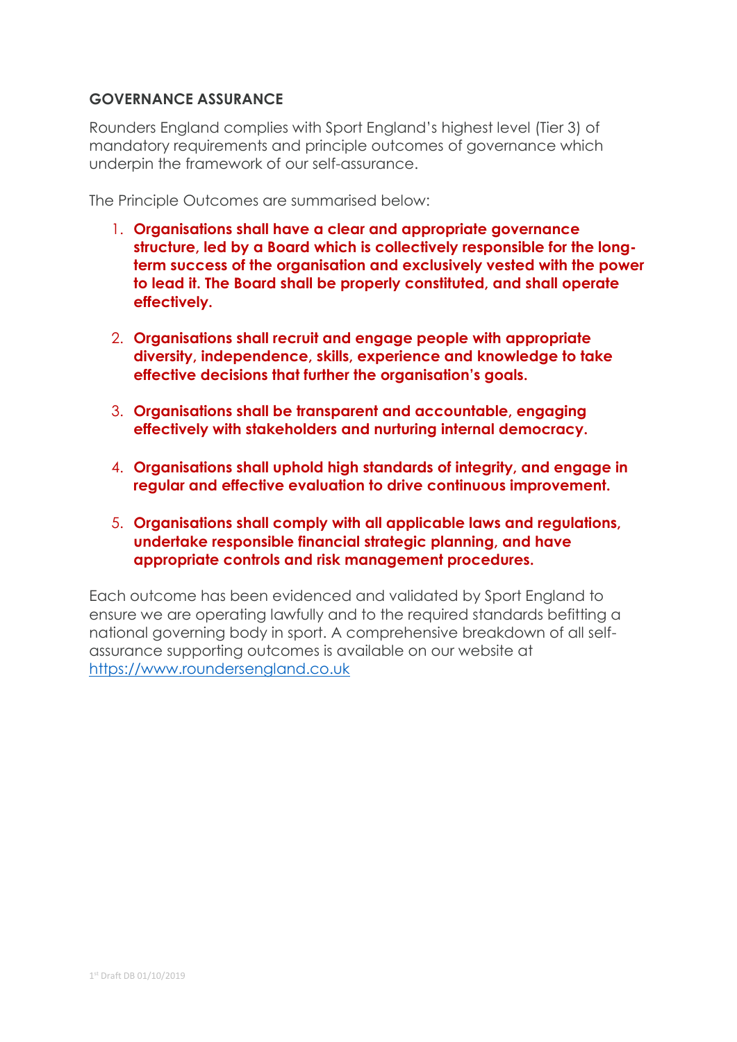## GOVERNANCE ASSURANCE

Rounders England complies with Sport England's highest level (Tier 3) of mandatory requirements and principle outcomes of governance which underpin the framework of our self-assurance.

The Principle Outcomes are summarised below:

1. **Organisations shall have a clear and appropriate governance structure, led by a Board which is collectively responsible for the long-term success of the organisation and exclusively vested with the power to lead it. The Board shall be properly constituted, and shall operate effectively.**

2. **Organisations shall recruit and engage people with appropriate diversity, independence, skills, experience and knowledge to take effective decisions that further the organisation's goals.**

3. **Organisations shall be transparent and accountable, engaging effectively with stakeholders and nurturing internal democracy.**

4. **Organisations shall uphold high standards of integrity, and engage in regular and effective evaluation to drive continuous improvement.**

5. **Organisations shall comply with all applicable laws and regulations, undertake responsible financial strategic planning, and have appropriate controls and risk management procedures.**

Each outcome has been evidenced and validated by Sport England to ensure we are operating lawfully and to the required standards befitting a national governing body in sport. A comprehensive breakdown of all self-assurance supporting outcomes is available on our website at [https://www.roundersengland.co.uk](https://www.roundersengland.co.uk)

1st Draft DB 01/10/2019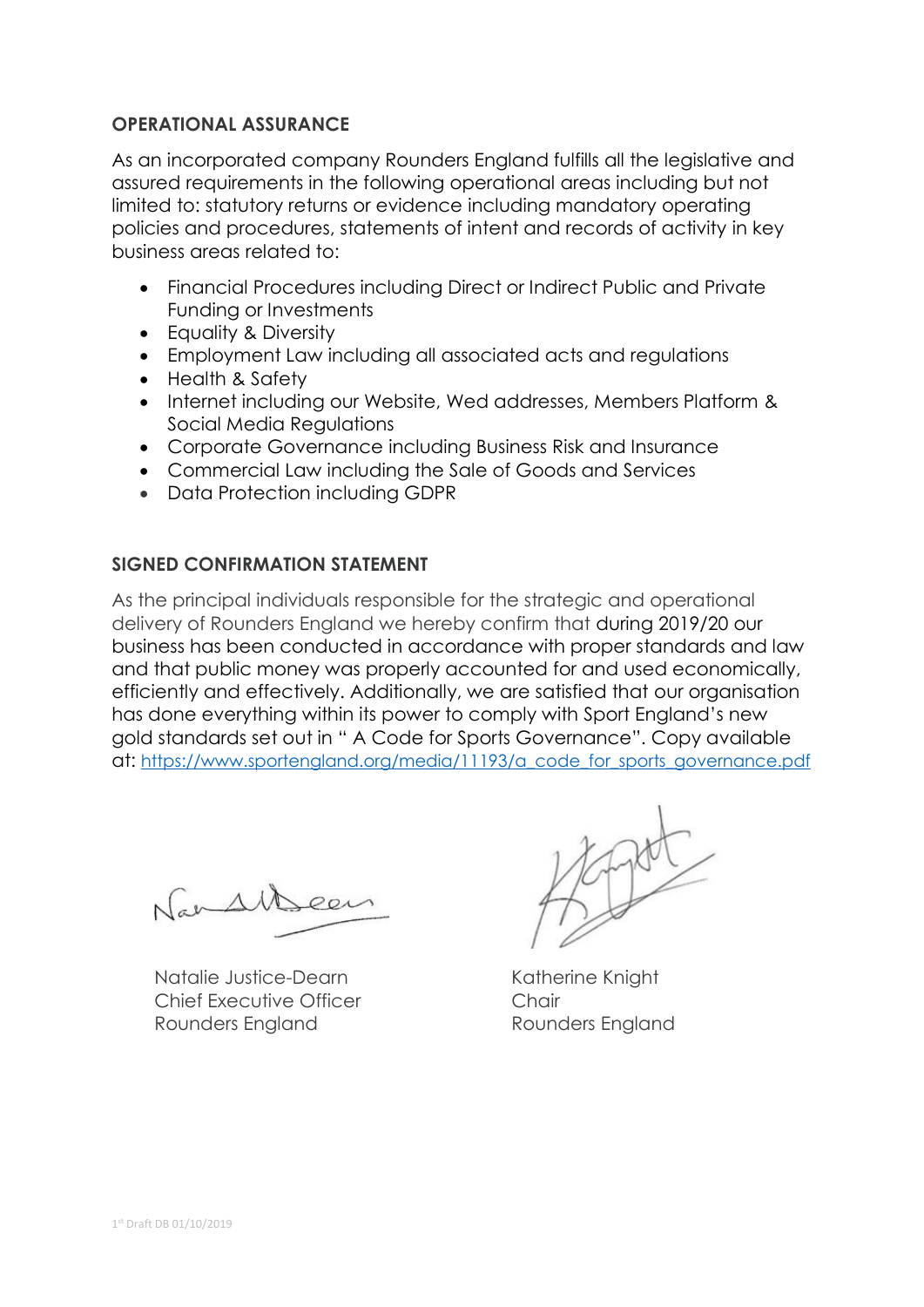## OPERATIONAL ASSURANCE

As an incorporated company Rounders England fulfills all the legislative and assured requirements in the following operational areas including but not limited to: statutory returns or evidence including mandatory operating policies and procedures, statements of intent and records of activity in key business areas related to:

- Financial Procedures including Direct or Indirect Public and Private Funding or Investments
- Equality & Diversity
- Employment Law including all associated acts and regulations
- Health & Safety
- Internet including our Website, Wed addresses, Members Platform & Social Media Regulations
- Corporate Governance including Business Risk and Insurance
- Commercial Law including the Sale of Goods and Services
- Data Protection including GDPR

## SIGNED CONFIRMATION STATEMENT

As the principal individuals responsible for the strategic and operational delivery of Rounders England we hereby confirm that during 2019/20 our business has been conducted in accordance with proper standards and law and that public money was properly accounted for and used economically, efficiently and effectively. Additionally, we are satisfied that our organisation has done everything within its power to comply with Sport England's new gold standards set out in " A Code for Sports Governance". Copy available at: https://www.sportengland.org/media/11193/a_code_for_sports_governance.pdf

Natalie Justice-Dearn
Chief Executive Officer
Rounders England

Katherine Knight
Chair
Rounders England

1st Draft DB 01/10/2019